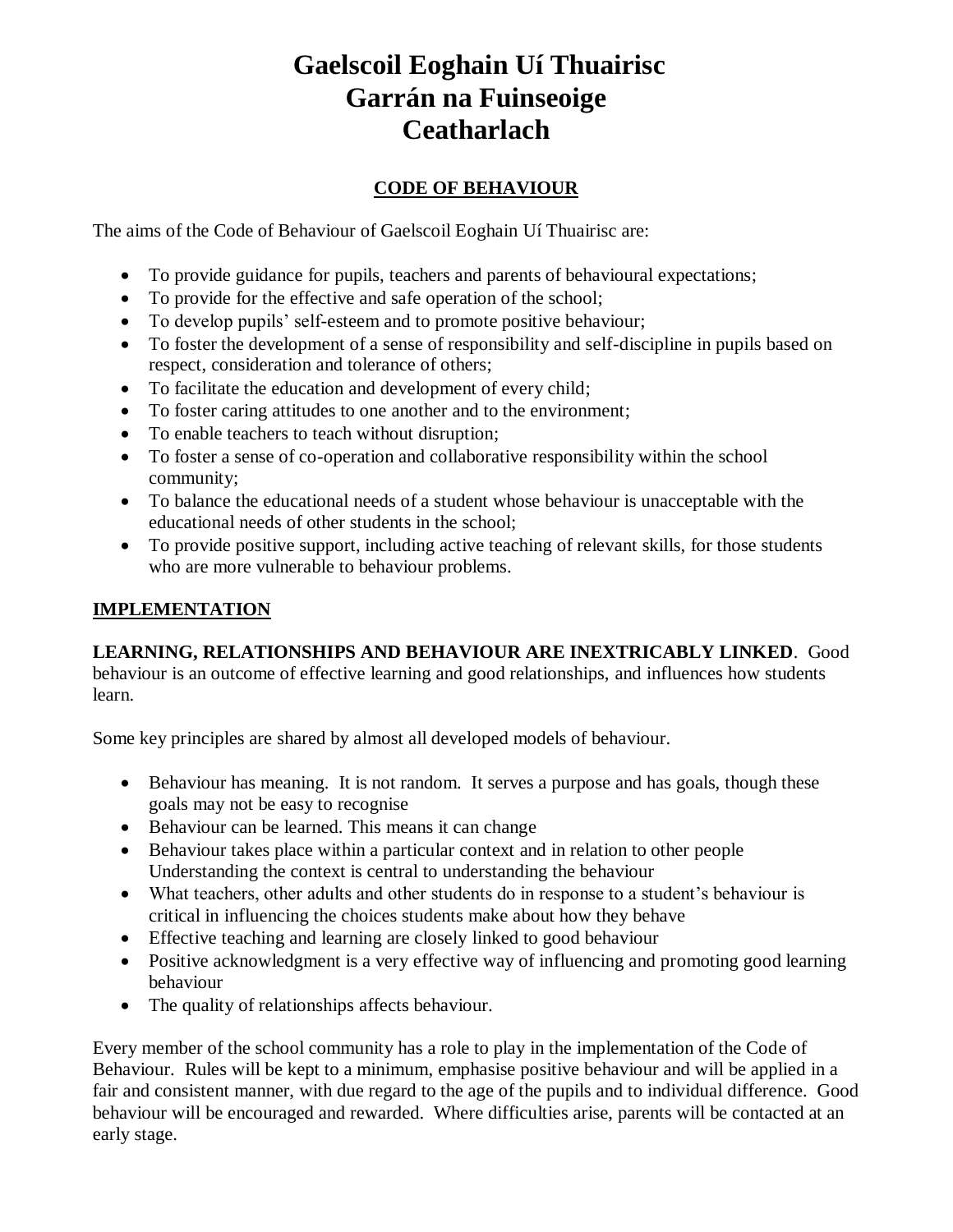# Gaelscoil Eoghain Uí Thuairisc
# Garrán na Fuinseoige
# Ceatharlach

## CODE OF BEHAVIOUR

The aims of the Code of Behaviour of Gaelscoil Eoghain Uí Thuairisc are:

- To provide guidance for pupils, teachers and parents of behavioural expectations;
- To provide for the effective and safe operation of the school;
- To develop pupils' self-esteem and to promote positive behaviour;
- To foster the development of a sense of responsibility and self-discipline in pupils based on respect, consideration and tolerance of others;
- To facilitate the education and development of every child;
- To foster caring attitudes to one another and to the environment;
- To enable teachers to teach without disruption;
- To foster a sense of co-operation and collaborative responsibility within the school community;
- To balance the educational needs of a student whose behaviour is unacceptable with the educational needs of other students in the school;
- To provide positive support, including active teaching of relevant skills, for those students who are more vulnerable to behaviour problems.

## IMPLEMENTATION

**LEARNING, RELATIONSHIPS AND BEHAVIOUR ARE INEXTRICABLY LINKED**. Good behaviour is an outcome of effective learning and good relationships, and influences how students learn.

Some key principles are shared by almost all developed models of behaviour.

- Behaviour has meaning. It is not random. It serves a purpose and has goals, though these goals may not be easy to recognise
- Behaviour can be learned. This means it can change
- Behaviour takes place within a particular context and in relation to other people Understanding the context is central to understanding the behaviour
- What teachers, other adults and other students do in response to a student's behaviour is critical in influencing the choices students make about how they behave
- Effective teaching and learning are closely linked to good behaviour
- Positive acknowledgment is a very effective way of influencing and promoting good learning behaviour
- The quality of relationships affects behaviour.

Every member of the school community has a role to play in the implementation of the Code of Behaviour. Rules will be kept to a minimum, emphasise positive behaviour and will be applied in a fair and consistent manner, with due regard to the age of the pupils and to individual difference. Good behaviour will be encouraged and rewarded. Where difficulties arise, parents will be contacted at an early stage.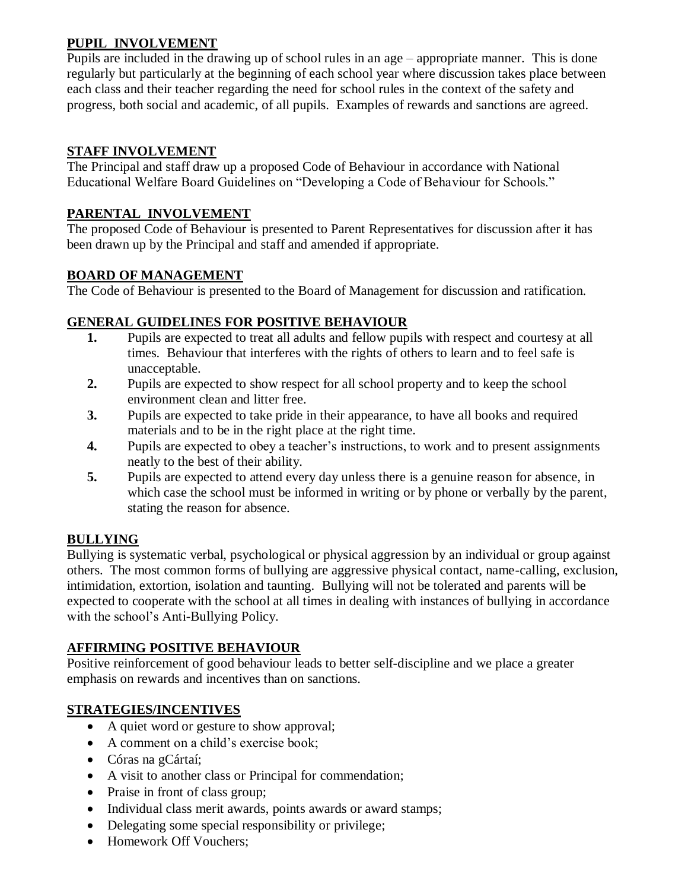## PUPIL INVOLVEMENT

Pupils are included in the drawing up of school rules in an age – appropriate manner. This is done regularly but particularly at the beginning of each school year where discussion takes place between each class and their teacher regarding the need for school rules in the context of the safety and progress, both social and academic, of all pupils. Examples of rewards and sanctions are agreed.

## STAFF INVOLVEMENT

The Principal and staff draw up a proposed Code of Behaviour in accordance with National Educational Welfare Board Guidelines on "Developing a Code of Behaviour for Schools."

## PARENTAL INVOLVEMENT

The proposed Code of Behaviour is presented to Parent Representatives for discussion after it has been drawn up by the Principal and staff and amended if appropriate.

## BOARD OF MANAGEMENT

The Code of Behaviour is presented to the Board of Management for discussion and ratification.

## GENERAL GUIDELINES FOR POSITIVE BEHAVIOUR

1. Pupils are expected to treat all adults and fellow pupils with respect and courtesy at all times. Behaviour that interferes with the rights of others to learn and to feel safe is unacceptable.
2. Pupils are expected to show respect for all school property and to keep the school environment clean and litter free.
3. Pupils are expected to take pride in their appearance, to have all books and required materials and to be in the right place at the right time.
4. Pupils are expected to obey a teacher's instructions, to work and to present assignments neatly to the best of their ability.
5. Pupils are expected to attend every day unless there is a genuine reason for absence, in which case the school must be informed in writing or by phone or verbally by the parent, stating the reason for absence.

## BULLYING

Bullying is systematic verbal, psychological or physical aggression by an individual or group against others. The most common forms of bullying are aggressive physical contact, name-calling, exclusion, intimidation, extortion, isolation and taunting. Bullying will not be tolerated and parents will be expected to cooperate with the school at all times in dealing with instances of bullying in accordance with the school's Anti-Bullying Policy.

## AFFIRMING POSITIVE BEHAVIOUR

Positive reinforcement of good behaviour leads to better self-discipline and we place a greater emphasis on rewards and incentives than on sanctions.

## STRATEGIES/INCENTIVES

- A quiet word or gesture to show approval;
- A comment on a child's exercise book;
- Córas na gCártaí;
- A visit to another class or Principal for commendation;
- Praise in front of class group;
- Individual class merit awards, points awards or award stamps;
- Delegating some special responsibility or privilege;
- Homework Off Vouchers;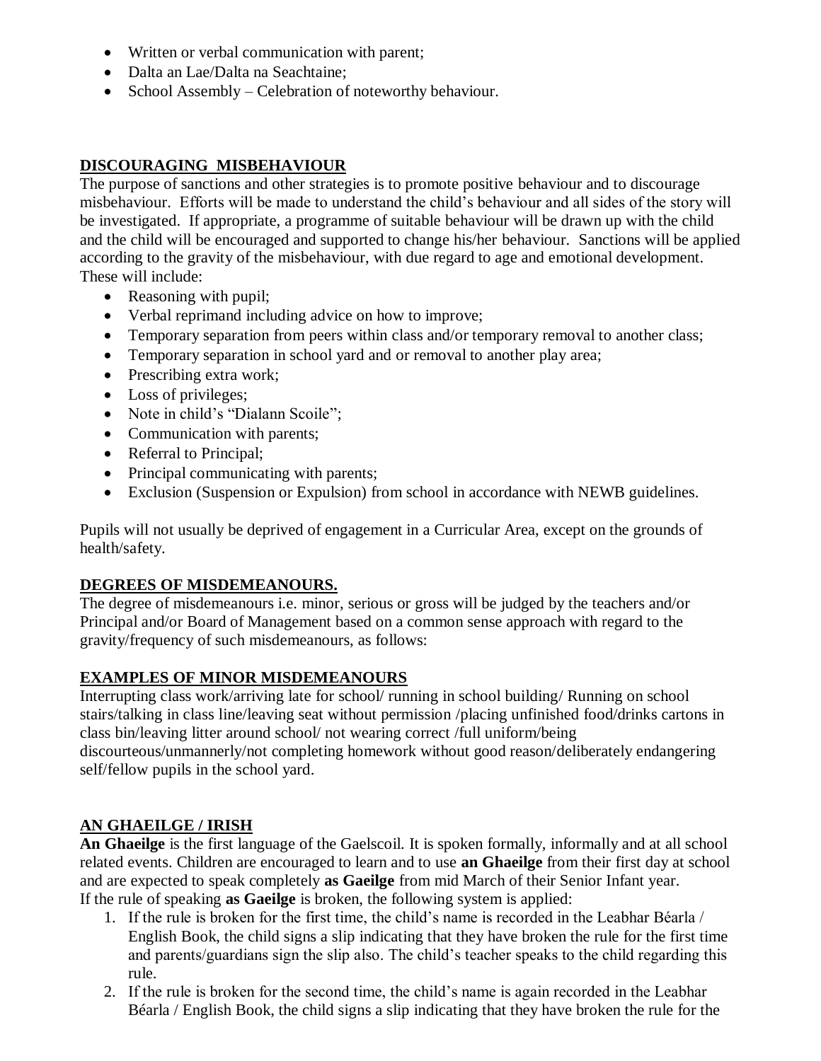- Written or verbal communication with parent;
- Dalta an Lae/Dalta na Seachtaine;
- School Assembly – Celebration of noteworthy behaviour.

## DISCOURAGING MISBEHAVIOUR

The purpose of sanctions and other strategies is to promote positive behaviour and to discourage misbehaviour. Efforts will be made to understand the child's behaviour and all sides of the story will be investigated. If appropriate, a programme of suitable behaviour will be drawn up with the child and the child will be encouraged and supported to change his/her behaviour. Sanctions will be applied according to the gravity of the misbehaviour, with due regard to age and emotional development. These will include:

- Reasoning with pupil;
- Verbal reprimand including advice on how to improve;
- Temporary separation from peers within class and/or temporary removal to another class;
- Temporary separation in school yard and or removal to another play area;
- Prescribing extra work;
- Loss of privileges;
- Note in child's "Dialann Scoile";
- Communication with parents;
- Referral to Principal;
- Principal communicating with parents;
- Exclusion (Suspension or Expulsion) from school in accordance with NEWB guidelines.

Pupils will not usually be deprived of engagement in a Curricular Area, except on the grounds of health/safety.

## DEGREES OF MISDEMEANOURS.

The degree of misdemeanours i.e. minor, serious or gross will be judged by the teachers and/or Principal and/or Board of Management based on a common sense approach with regard to the gravity/frequency of such misdemeanours, as follows:

## EXAMPLES OF MINOR MISDEMEANOURS

Interrupting class work/arriving late for school/ running in school building/ Running on school stairs/talking in class line/leaving seat without permission /placing unfinished food/drinks cartons in class bin/leaving litter around school/ not wearing correct /full uniform/being discourteous/unmannerly/not completing homework without good reason/deliberately endangering self/fellow pupils in the school yard.

## AN GHAEILGE / IRISH

**An Ghaeilge** is the first language of the Gaelscoil. It is spoken formally, informally and at all school related events. Children are encouraged to learn and to use **an Ghaeilge** from their first day at school and are expected to speak completely **as Gaeilge** from mid March of their Senior Infant year.
If the rule of speaking **as Gaeilge** is broken, the following system is applied:

1. If the rule is broken for the first time, the child's name is recorded in the Leabhar Béarla / English Book, the child signs a slip indicating that they have broken the rule for the first time and parents/guardians sign the slip also. The child's teacher speaks to the child regarding this rule.
2. If the rule is broken for the second time, the child's name is again recorded in the Leabhar Béarla / English Book, the child signs a slip indicating that they have broken the rule for the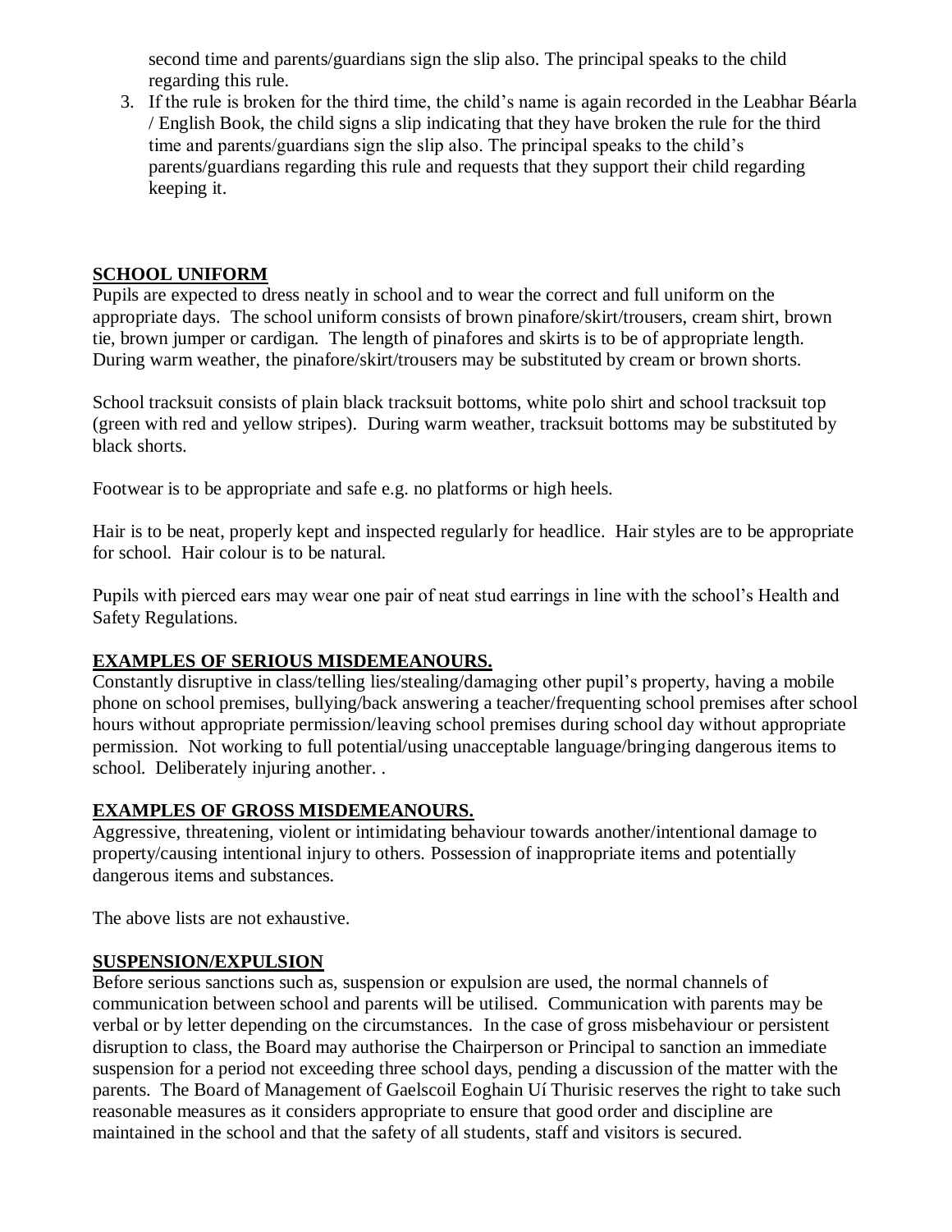second time and parents/guardians sign the slip also. The principal speaks to the child regarding this rule.

3. If the rule is broken for the third time, the child's name is again recorded in the Leabhar Béarla / English Book, the child signs a slip indicating that they have broken the rule for the third time and parents/guardians sign the slip also. The principal speaks to the child's parents/guardians regarding this rule and requests that they support their child regarding keeping it.

## SCHOOL UNIFORM

Pupils are expected to dress neatly in school and to wear the correct and full uniform on the appropriate days. The school uniform consists of brown pinafore/skirt/trousers, cream shirt, brown tie, brown jumper or cardigan. The length of pinafores and skirts is to be of appropriate length. During warm weather, the pinafore/skirt/trousers may be substituted by cream or brown shorts.

School tracksuit consists of plain black tracksuit bottoms, white polo shirt and school tracksuit top (green with red and yellow stripes). During warm weather, tracksuit bottoms may be substituted by black shorts.

Footwear is to be appropriate and safe e.g. no platforms or high heels.

Hair is to be neat, properly kept and inspected regularly for headlice. Hair styles are to be appropriate for school. Hair colour is to be natural.

Pupils with pierced ears may wear one pair of neat stud earrings in line with the school's Health and Safety Regulations.

## EXAMPLES OF SERIOUS MISDEMEANOURS.

Constantly disruptive in class/telling lies/stealing/damaging other pupil's property, having a mobile phone on school premises, bullying/back answering a teacher/frequenting school premises after school hours without appropriate permission/leaving school premises during school day without appropriate permission. Not working to full potential/using unacceptable language/bringing dangerous items to school. Deliberately injuring another. .

## EXAMPLES OF GROSS MISDEMEANOURS.

Aggressive, threatening, violent or intimidating behaviour towards another/intentional damage to property/causing intentional injury to others. Possession of inappropriate items and potentially dangerous items and substances.

The above lists are not exhaustive.

## SUSPENSION/EXPULSION

Before serious sanctions such as, suspension or expulsion are used, the normal channels of communication between school and parents will be utilised. Communication with parents may be verbal or by letter depending on the circumstances. In the case of gross misbehaviour or persistent disruption to class, the Board may authorise the Chairperson or Principal to sanction an immediate suspension for a period not exceeding three school days, pending a discussion of the matter with the parents. The Board of Management of Gaelscoil Eoghain Uí Thurisic reserves the right to take such reasonable measures as it considers appropriate to ensure that good order and discipline are maintained in the school and that the safety of all students, staff and visitors is secured.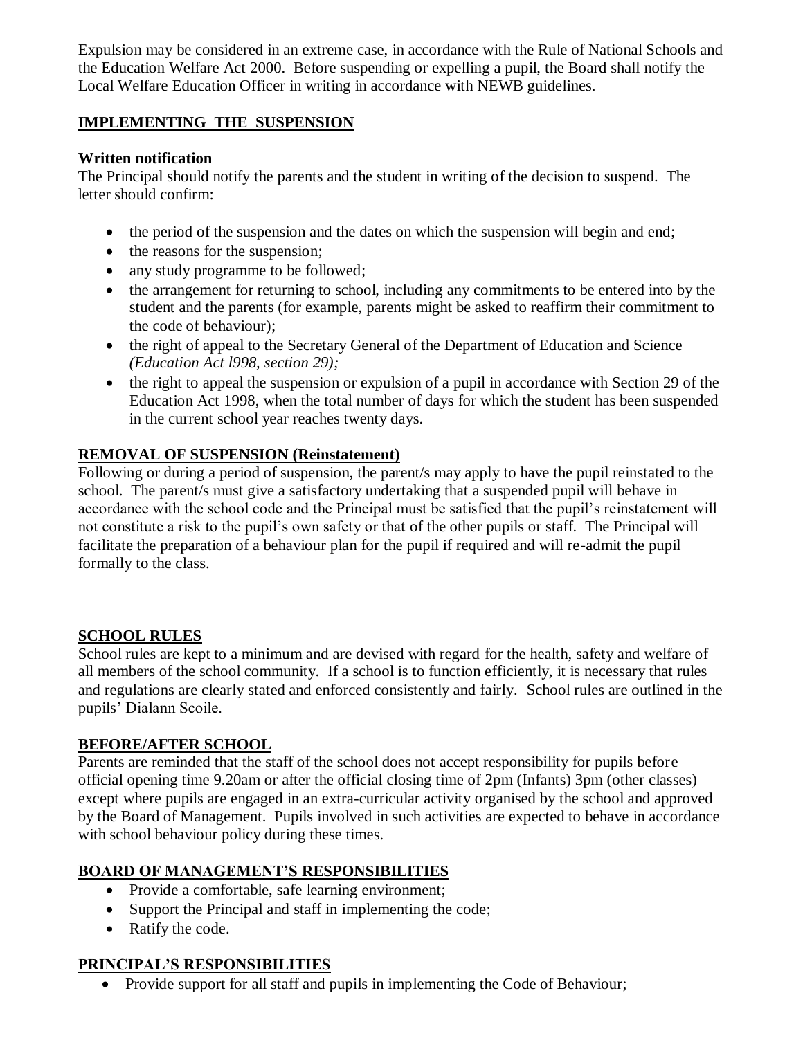Expulsion may be considered in an extreme case, in accordance with the Rule of National Schools and the Education Welfare Act 2000. Before suspending or expelling a pupil, the Board shall notify the Local Welfare Education Officer in writing in accordance with NEWB guidelines.

## IMPLEMENTING THE SUSPENSION

**Written notification**

The Principal should notify the parents and the student in writing of the decision to suspend. The letter should confirm:

- the period of the suspension and the dates on which the suspension will begin and end;
- the reasons for the suspension;
- any study programme to be followed;
- the arrangement for returning to school, including any commitments to be entered into by the student and the parents (for example, parents might be asked to reaffirm their commitment to the code of behaviour);
- the right of appeal to the Secretary General of the Department of Education and Science *(Education Act l998, section 29);*
- the right to appeal the suspension or expulsion of a pupil in accordance with Section 29 of the Education Act 1998, when the total number of days for which the student has been suspended in the current school year reaches twenty days.

## REMOVAL OF SUSPENSION (Reinstatement)

Following or during a period of suspension, the parent/s may apply to have the pupil reinstated to the school. The parent/s must give a satisfactory undertaking that a suspended pupil will behave in accordance with the school code and the Principal must be satisfied that the pupil's reinstatement will not constitute a risk to the pupil's own safety or that of the other pupils or staff. The Principal will facilitate the preparation of a behaviour plan for the pupil if required and will re-admit the pupil formally to the class.

## SCHOOL RULES

School rules are kept to a minimum and are devised with regard for the health, safety and welfare of all members of the school community. If a school is to function efficiently, it is necessary that rules and regulations are clearly stated and enforced consistently and fairly. School rules are outlined in the pupils' Dialann Scoile.

## BEFORE/AFTER SCHOOL

Parents are reminded that the staff of the school does not accept responsibility for pupils before official opening time 9.20am or after the official closing time of 2pm (Infants) 3pm (other classes) except where pupils are engaged in an extra-curricular activity organised by the school and approved by the Board of Management. Pupils involved in such activities are expected to behave in accordance with school behaviour policy during these times.

## BOARD OF MANAGEMENT'S RESPONSIBILITIES

- Provide a comfortable, safe learning environment;
- Support the Principal and staff in implementing the code;
- Ratify the code.

## PRINCIPAL'S RESPONSIBILITIES

- Provide support for all staff and pupils in implementing the Code of Behaviour;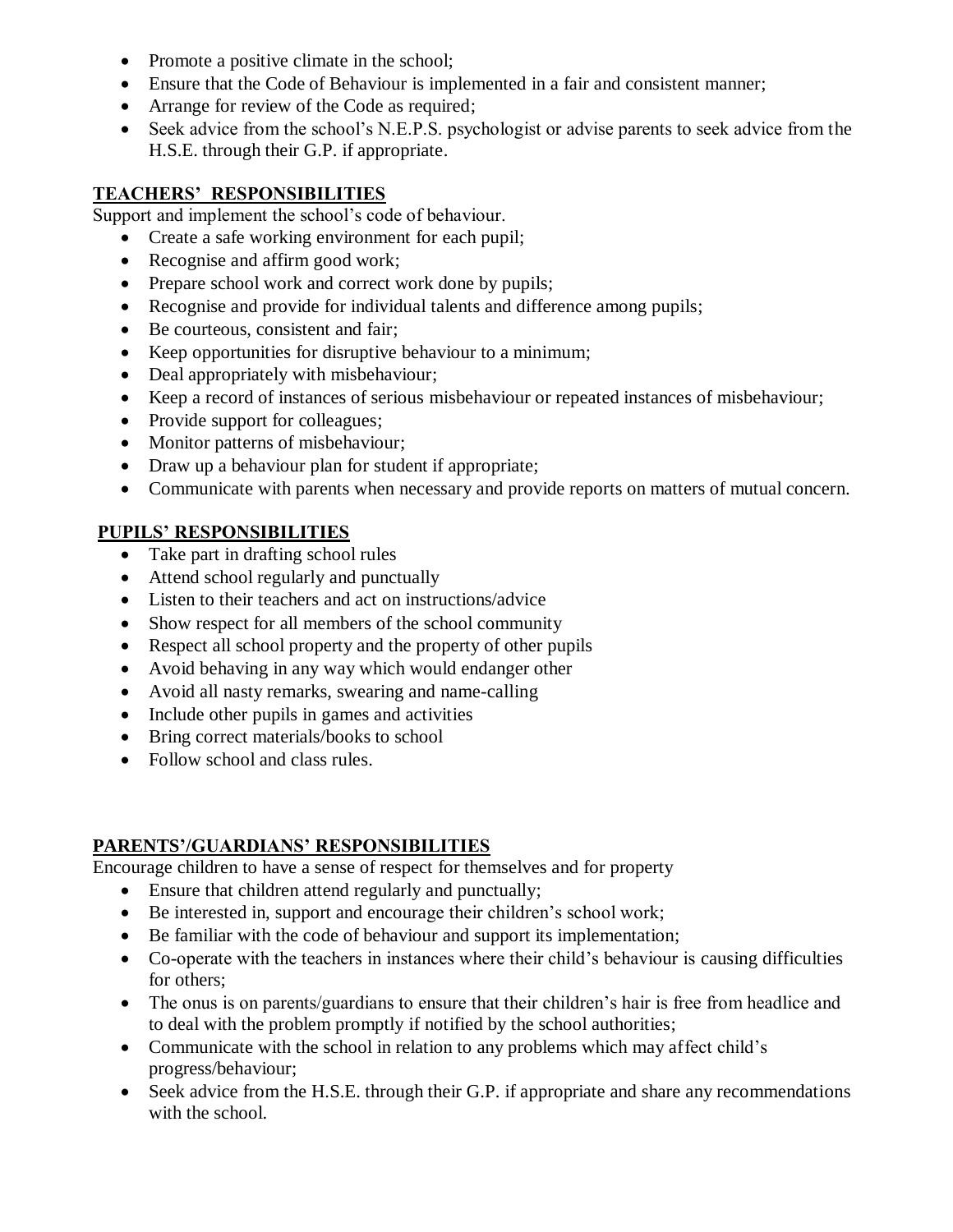- Promote a positive climate in the school;
- Ensure that the Code of Behaviour is implemented in a fair and consistent manner;
- Arrange for review of the Code as required;
- Seek advice from the school's N.E.P.S. psychologist or advise parents to seek advice from the H.S.E. through their G.P. if appropriate.

## TEACHERS' RESPONSIBILITIES

Support and implement the school's code of behaviour.

- Create a safe working environment for each pupil;
- Recognise and affirm good work;
- Prepare school work and correct work done by pupils;
- Recognise and provide for individual talents and difference among pupils;
- Be courteous, consistent and fair;
- Keep opportunities for disruptive behaviour to a minimum;
- Deal appropriately with misbehaviour;
- Keep a record of instances of serious misbehaviour or repeated instances of misbehaviour;
- Provide support for colleagues;
- Monitor patterns of misbehaviour;
- Draw up a behaviour plan for student if appropriate;
- Communicate with parents when necessary and provide reports on matters of mutual concern.

## PUPILS' RESPONSIBILITIES

- Take part in drafting school rules
- Attend school regularly and punctually
- Listen to their teachers and act on instructions/advice
- Show respect for all members of the school community
- Respect all school property and the property of other pupils
- Avoid behaving in any way which would endanger other
- Avoid all nasty remarks, swearing and name-calling
- Include other pupils in games and activities
- Bring correct materials/books to school
- Follow school and class rules.

## PARENTS'/GUARDIANS' RESPONSIBILITIES

Encourage children to have a sense of respect for themselves and for property

- Ensure that children attend regularly and punctually;
- Be interested in, support and encourage their children's school work;
- Be familiar with the code of behaviour and support its implementation;
- Co-operate with the teachers in instances where their child's behaviour is causing difficulties for others;
- The onus is on parents/guardians to ensure that their children's hair is free from headlice and to deal with the problem promptly if notified by the school authorities;
- Communicate with the school in relation to any problems which may affect child's progress/behaviour;
- Seek advice from the H.S.E. through their G.P. if appropriate and share any recommendations with the school.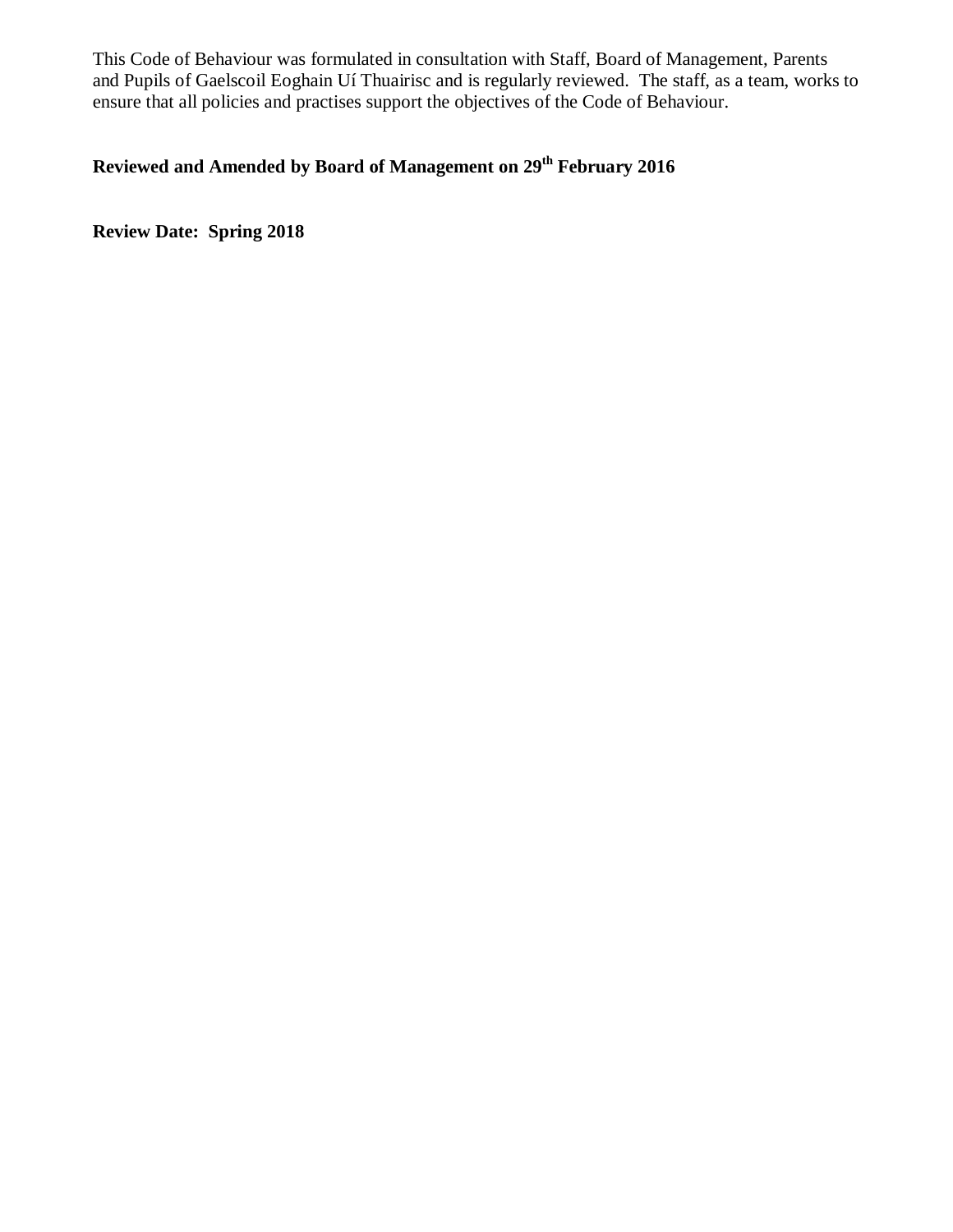This Code of Behaviour was formulated in consultation with Staff, Board of Management, Parents and Pupils of Gaelscoil Eoghain Uí Thuairisc and is regularly reviewed. The staff, as a team, works to ensure that all policies and practises support the objectives of the Code of Behaviour.

**Reviewed and Amended by Board of Management on 29th February 2016**

**Review Date: Spring 2018**